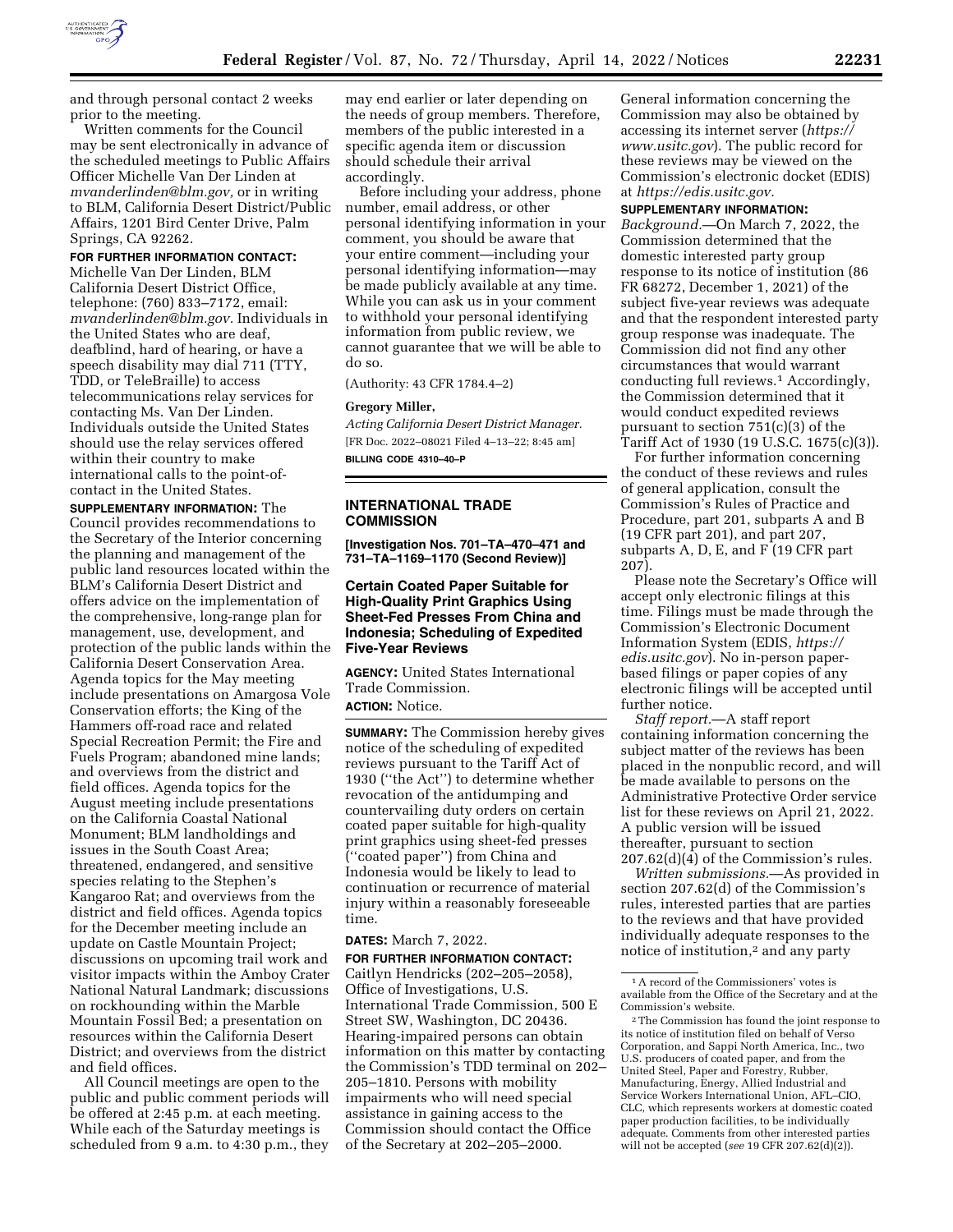and through personal contact 2 weeks prior to the meeting.

Written comments for the Council may be sent electronically in advance of the scheduled meetings to Public Affairs Officer Michelle Van Der Linden at *mvanderlinden@blm.gov,* or in writing to BLM, California Desert District/Public Affairs, 1201 Bird Center Drive, Palm Springs, CA 92262.

**FOR FURTHER INFORMATION CONTACT:** Michelle Van Der Linden, BLM California Desert District Office, telephone: (760) 833–7172, email: *mvanderlinden@blm.gov.* Individuals in the United States who are deaf, deafblind, hard of hearing, or have a speech disability may dial 711 (TTY, TDD, or TeleBraille) to access telecommunications relay services for contacting Ms. Van Der Linden. Individuals outside the United States should use the relay services offered within their country to make international calls to the point-of-contact in the United States.

**SUPPLEMENTARY INFORMATION:** The Council provides recommendations to the Secretary of the Interior concerning the planning and management of the public land resources located within the BLM's California Desert District and offers advice on the implementation of the comprehensive, long-range plan for management, use, development, and protection of the public lands within the California Desert Conservation Area. Agenda topics for the May meeting include presentations on Amargosa Vole Conservation efforts; the King of the Hammers off-road race and related Special Recreation Permit; the Fire and Fuels Program; abandoned mine lands; and overviews from the district and field offices. Agenda topics for the August meeting include presentations on the California Coastal National Monument; BLM landholdings and issues in the South Coast Area; threatened, endangered, and sensitive species relating to the Stephen's Kangaroo Rat; and overviews from the district and field offices. Agenda topics for the December meeting include an update on Castle Mountain Project; discussions on upcoming trail work and visitor impacts within the Amboy Crater National Natural Landmark; discussions on rockhounding within the Marble Mountain Fossil Bed; a presentation on resources within the California Desert District; and overviews from the district and field offices.

All Council meetings are open to the public and public comment periods will be offered at 2:45 p.m. at each meeting. While each of the Saturday meetings is scheduled from 9 a.m. to 4:30 p.m., they may end earlier or later depending on the needs of group members. Therefore, members of the public interested in a specific agenda item or discussion should schedule their arrival accordingly.

Before including your address, phone number, email address, or other personal identifying information in your comment, you should be aware that your entire comment—including your personal identifying information—may be made publicly available at any time. While you can ask us in your comment to withhold your personal identifying information from public review, we cannot guarantee that we will be able to do so.

(Authority: 43 CFR 1784.4–2)

**Gregory Miller,**

*Acting California Desert District Manager.*

[FR Doc. 2022–08021 Filed 4–13–22; 8:45 am]

**BILLING CODE 4310–40–P**

## INTERNATIONAL TRADE COMMISSION

**[Investigation Nos. 701–TA–470–471 and 731–TA–1169–1170 (Second Review)]**

## Certain Coated Paper Suitable for High-Quality Print Graphics Using Sheet-Fed Presses From China and Indonesia; Scheduling of Expedited Five-Year Reviews

**AGENCY:** United States International Trade Commission.

**ACTION:** Notice.

**SUMMARY:** The Commission hereby gives notice of the scheduling of expedited reviews pursuant to the Tariff Act of 1930 (''the Act'') to determine whether revocation of the antidumping and countervailing duty orders on certain coated paper suitable for high-quality print graphics using sheet-fed presses (''coated paper'') from China and Indonesia would be likely to lead to continuation or recurrence of material injury within a reasonably foreseeable time.

**DATES:** March 7, 2022.

**FOR FURTHER INFORMATION CONTACT:** Caitlyn Hendricks (202–205–2058), Office of Investigations, U.S. International Trade Commission, 500 E Street SW, Washington, DC 20436. Hearing-impaired persons can obtain information on this matter by contacting the Commission's TDD terminal on 202–205–1810. Persons with mobility impairments who will need special assistance in gaining access to the Commission should contact the Office of the Secretary at 202–205–2000. General information concerning the Commission may also be obtained by accessing its internet server (*https://www.usitc.gov*). The public record for these reviews may be viewed on the Commission's electronic docket (EDIS) at *https://edis.usitc.gov.*

**SUPPLEMENTARY INFORMATION:**

*Background.*—On March 7, 2022, the Commission determined that the domestic interested party group response to its notice of institution (86 FR 68272, December 1, 2021) of the subject five-year reviews was adequate and that the respondent interested party group response was inadequate. The Commission did not find any other circumstances that would warrant conducting full reviews.[1] Accordingly, the Commission determined that it would conduct expedited reviews pursuant to section 751(c)(3) of the Tariff Act of 1930 (19 U.S.C. 1675(c)(3)).

For further information concerning the conduct of these reviews and rules of general application, consult the Commission's Rules of Practice and Procedure, part 201, subparts A and B (19 CFR part 201), and part 207, subparts A, D, E, and F (19 CFR part 207).

Please note the Secretary's Office will accept only electronic filings at this time. Filings must be made through the Commission's Electronic Document Information System (EDIS, *https://edis.usitc.gov*). No in-person paper-based filings or paper copies of any electronic filings will be accepted until further notice.

*Staff report.*—A staff report containing information concerning the subject matter of the reviews has been placed in the nonpublic record, and will be made available to persons on the Administrative Protective Order service list for these reviews on April 21, 2022. A public version will be issued thereafter, pursuant to section 207.62(d)(4) of the Commission's rules.

*Written submissions.*—As provided in section 207.62(d) of the Commission's rules, interested parties that are parties to the reviews and that have provided individually adequate responses to the notice of institution,[2] and any party

[1] A record of the Commissioners' votes is available from the Office of the Secretary and at the Commission's website.

[2] The Commission has found the joint response to its notice of institution filed on behalf of Verso Corporation, and Sappi North America, Inc., two U.S. producers of coated paper, and from the United Steel, Paper and Forestry, Rubber, Manufacturing, Energy, Allied Industrial and Service Workers International Union, AFL–CIO, CLC, which represents workers at domestic coated paper production facilities, to be individually adequate. Comments from other interested parties will not be accepted (*see* 19 CFR 207.62(d)(2)).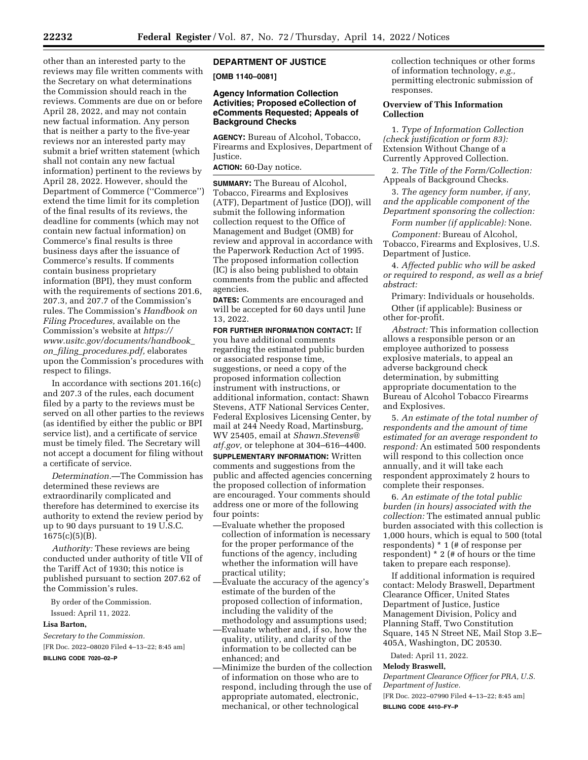other than an interested party to the reviews may file written comments with the Secretary on what determinations the Commission should reach in the reviews. Comments are due on or before April 28, 2022, and may not contain new factual information. Any person that is neither a party to the five-year reviews nor an interested party may submit a brief written statement (which shall not contain any new factual information) pertinent to the reviews by April 28, 2022. However, should the Department of Commerce (''Commerce'') extend the time limit for its completion of the final results of its reviews, the deadline for comments (which may not contain new factual information) on Commerce's final results is three business days after the issuance of Commerce's results. If comments contain business proprietary information (BPI), they must conform with the requirements of sections 201.6, 207.3, and 207.7 of the Commission's rules. The Commission's *Handbook on Filing Procedures,* available on the Commission's website at *https://www.usitc.gov/documents/handbook_on_filing_procedures.pdf,* elaborates upon the Commission's procedures with respect to filings.

In accordance with sections 201.16(c) and 207.3 of the rules, each document filed by a party to the reviews must be served on all other parties to the reviews (as identified by either the public or BPI service list), and a certificate of service must be timely filed. The Secretary will not accept a document for filing without a certificate of service.

*Determination.*—The Commission has determined these reviews are extraordinarily complicated and therefore has determined to exercise its authority to extend the review period by up to 90 days pursuant to 19 U.S.C. 1675(c)(5)(B).

*Authority:* These reviews are being conducted under authority of title VII of the Tariff Act of 1930; this notice is published pursuant to section 207.62 of the Commission's rules.

By order of the Commission.

Issued: April 11, 2022.

**Lisa Barton,**

*Secretary to the Commission.*

[FR Doc. 2022–08020 Filed 4–13–22; 8:45 am]

**BILLING CODE 7020–02–P**

## DEPARTMENT OF JUSTICE

**[OMB 1140–0081]**

### Agency Information Collection Activities; Proposed eCollection of eComments Requested; Appeals of Background Checks

**AGENCY:** Bureau of Alcohol, Tobacco, Firearms and Explosives, Department of Justice.

**ACTION:** 60-Day notice.

**SUMMARY:** The Bureau of Alcohol, Tobacco, Firearms and Explosives (ATF), Department of Justice (DOJ), will submit the following information collection request to the Office of Management and Budget (OMB) for review and approval in accordance with the Paperwork Reduction Act of 1995. The proposed information collection (IC) is also being published to obtain comments from the public and affected agencies.

**DATES:** Comments are encouraged and will be accepted for 60 days until June 13, 2022.

**FOR FURTHER INFORMATION CONTACT:** If you have additional comments regarding the estimated public burden or associated response time, suggestions, or need a copy of the proposed information collection instrument with instructions, or additional information, contact: Shawn Stevens, ATF National Services Center, Federal Explosives Licensing Center, by mail at 244 Needy Road, Martinsburg, WV 25405, email at *Shawn.Stevens@atf.gov,* or telephone at 304–616–4400.

**SUPPLEMENTARY INFORMATION:** Written comments and suggestions from the public and affected agencies concerning the proposed collection of information are encouraged. Your comments should address one or more of the following four points:

—Evaluate whether the proposed collection of information is necessary for the proper performance of the functions of the agency, including whether the information will have practical utility;
—Evaluate the accuracy of the agency's estimate of the burden of the proposed collection of information, including the validity of the methodology and assumptions used;
—Evaluate whether and, if so, how the quality, utility, and clarity of the information to be collected can be enhanced; and
—Minimize the burden of the collection of information on those who are to respond, including through the use of appropriate automated, electronic, mechanical, or other technological collection techniques or other forms of information technology, *e.g.,* permitting electronic submission of responses.

#### Overview of This Information Collection

1. *Type of Information Collection (check justification or form 83):* Extension Without Change of a Currently Approved Collection.

2. *The Title of the Form/Collection:* Appeals of Background Checks.

3. *The agency form number, if any, and the applicable component of the Department sponsoring the collection:*

*Form number (if applicable):* None.

*Component:* Bureau of Alcohol, Tobacco, Firearms and Explosives, U.S. Department of Justice.

4. *Affected public who will be asked or required to respond, as well as a brief abstract:*

Primary: Individuals or households.

Other (if applicable): Business or other for-profit.

*Abstract:* This information collection allows a responsible person or an employee authorized to possess explosive materials, to appeal an adverse background check determination, by submitting appropriate documentation to the Bureau of Alcohol Tobacco Firearms and Explosives.

5. *An estimate of the total number of respondents and the amount of time estimated for an average respondent to respond:* An estimated 500 respondents will respond to this collection once annually, and it will take each respondent approximately 2 hours to complete their responses.

6. *An estimate of the total public burden (in hours) associated with the collection:* The estimated annual public burden associated with this collection is 1,000 hours, which is equal to 500 (total respondents) * 1 (# of response per respondent) * 2 (# of hours or the time taken to prepare each response).

If additional information is required contact: Melody Braswell, Department Clearance Officer, United States Department of Justice, Justice Management Division, Policy and Planning Staff, Two Constitution Square, 145 N Street NE, Mail Stop 3.E–405A, Washington, DC 20530.

Dated: April 11, 2022.

**Melody Braswell,**

*Department Clearance Officer for PRA, U.S. Department of Justice.*

[FR Doc. 2022–07990 Filed 4–13–22; 8:45 am]

**BILLING CODE 4410–FY–P**